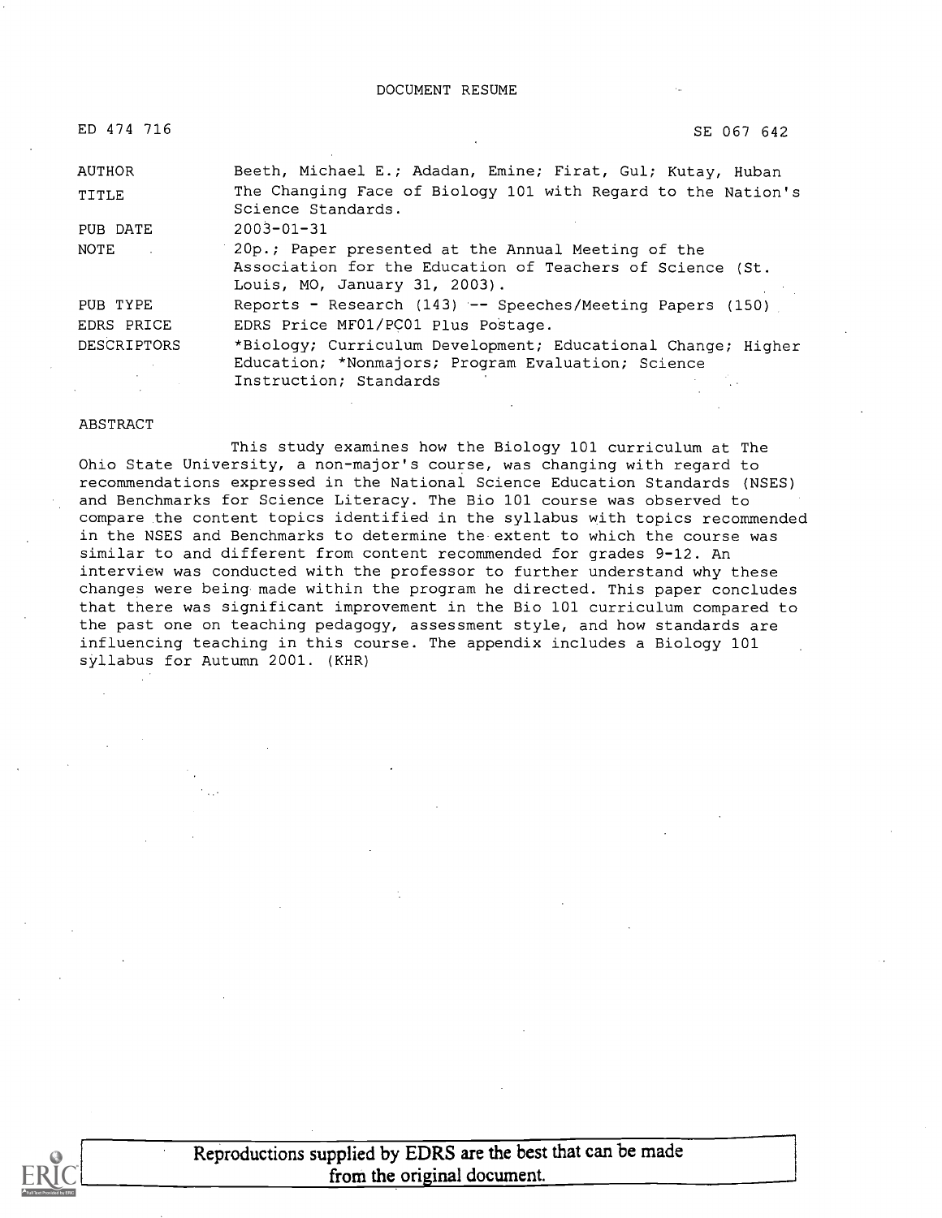DOCUMENT RESUME

| | |
|---|---|
| ED 474 716 | SE 067 642 |
| AUTHOR | Beeth, Michael E.; Adadan, Emine; Firat, Gul; Kutay, Huban |
| TITLE | The Changing Face of Biology 101 with Regard to the Nation's Science Standards. |
| PUB DATE | 2003-01-31 |
| NOTE | 20p.; Paper presented at the Annual Meeting of the Association for the Education of Teachers of Science (St. Louis, MO, January 31, 2003). |
| PUB TYPE | Reports - Research (143) -- Speeches/Meeting Papers (150) |
| EDRS PRICE | EDRS Price MF01/PC01 Plus Postage. |
| DESCRIPTORS | *Biology; Curriculum Development; Educational Change; Higher Education; *Nonmajors; Program Evaluation; Science Instruction; Standards |

ABSTRACT

This study examines how the Biology 101 curriculum at The Ohio State University, a non-major's course, was changing with regard to recommendations expressed in the National Science Education Standards (NSES) and Benchmarks for Science Literacy. The Bio 101 course was observed to compare the content topics identified in the syllabus with topics recommended in the NSES and Benchmarks to determine the extent to which the course was similar to and different from content recommended for grades 9-12. An interview was conducted with the professor to further understand why these changes were being made within the program he directed. This paper concludes that there was significant improvement in the Bio 101 curriculum compared to the past one on teaching pedagogy, assessment style, and how standards are influencing teaching in this course. The appendix includes a Biology 101 syllabus for Autumn 2001. (KHR)

Reproductions supplied by EDRS are the best that can be made from the original document.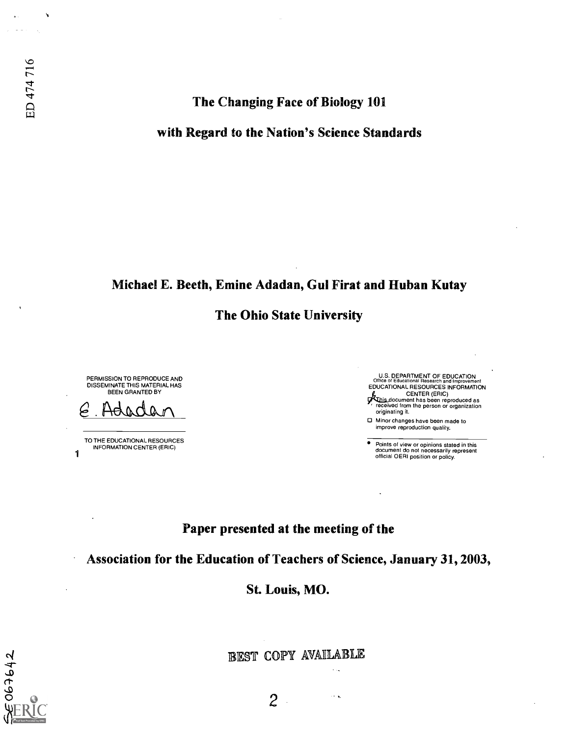# The Changing Face of Biology 101

## with Regard to the Nation's Science Standards

### Michael E. Beeth, Emine Adadan, Gul Firat and Huban Kutay

### The Ohio State University

PERMISSION TO REPRODUCE AND DISSEMINATE THIS MATERIAL HAS BEEN GRANTED BY

E. Adadan

TO THE EDUCATIONAL RESOURCES INFORMATION CENTER (ERIC)

U.S. DEPARTMENT OF EDUCATION
Office of Educational Research and Improvement
EDUCATIONAL RESOURCES INFORMATION CENTER (ERIC)

- This document has been reproduced as received from the person or organization originating it.
- Minor changes have been made to improve reproduction quality.
- Points of view or opinions stated in this document do not necessarily represent official OERI position or policy.

**Paper presented at the meeting of the**

**Association for the Education of Teachers of Science, January 31, 2003,**

**St. Louis, MO.**

BEST COPY AVAILABLE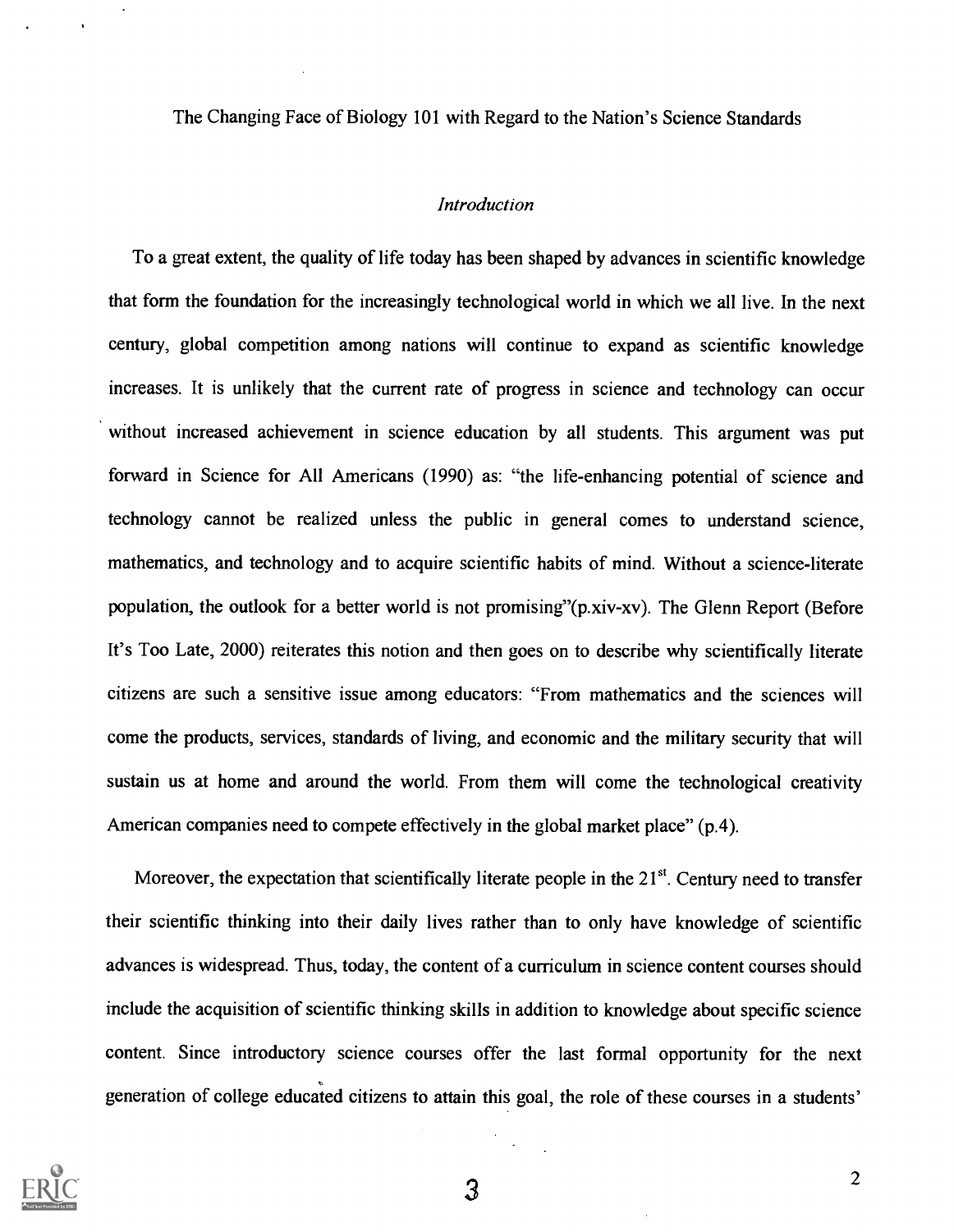The Changing Face of Biology 101 with Regard to the Nation's Science Standards

## *Introduction*

To a great extent, the quality of life today has been shaped by advances in scientific knowledge that form the foundation for the increasingly technological world in which we all live. In the next century, global competition among nations will continue to expand as scientific knowledge increases. It is unlikely that the current rate of progress in science and technology can occur without increased achievement in science education by all students. This argument was put forward in Science for All Americans (1990) as: "the life-enhancing potential of science and technology cannot be realized unless the public in general comes to understand science, mathematics, and technology and to acquire scientific habits of mind. Without a science-literate population, the outlook for a better world is not promising"(p.xiv-xv). The Glenn Report (Before It's Too Late, 2000) reiterates this notion and then goes on to describe why scientifically literate citizens are such a sensitive issue among educators: "From mathematics and the sciences will come the products, services, standards of living, and economic and the military security that will sustain us at home and around the world. From them will come the technological creativity American companies need to compete effectively in the global market place" (p.4).

Moreover, the expectation that scientifically literate people in the 21st. Century need to transfer their scientific thinking into their daily lives rather than to only have knowledge of scientific advances is widespread. Thus, today, the content of a curriculum in science content courses should include the acquisition of scientific thinking skills in addition to knowledge about specific science content. Since introductory science courses offer the last formal opportunity for the next generation of college educated citizens to attain this goal, the role of these courses in a students'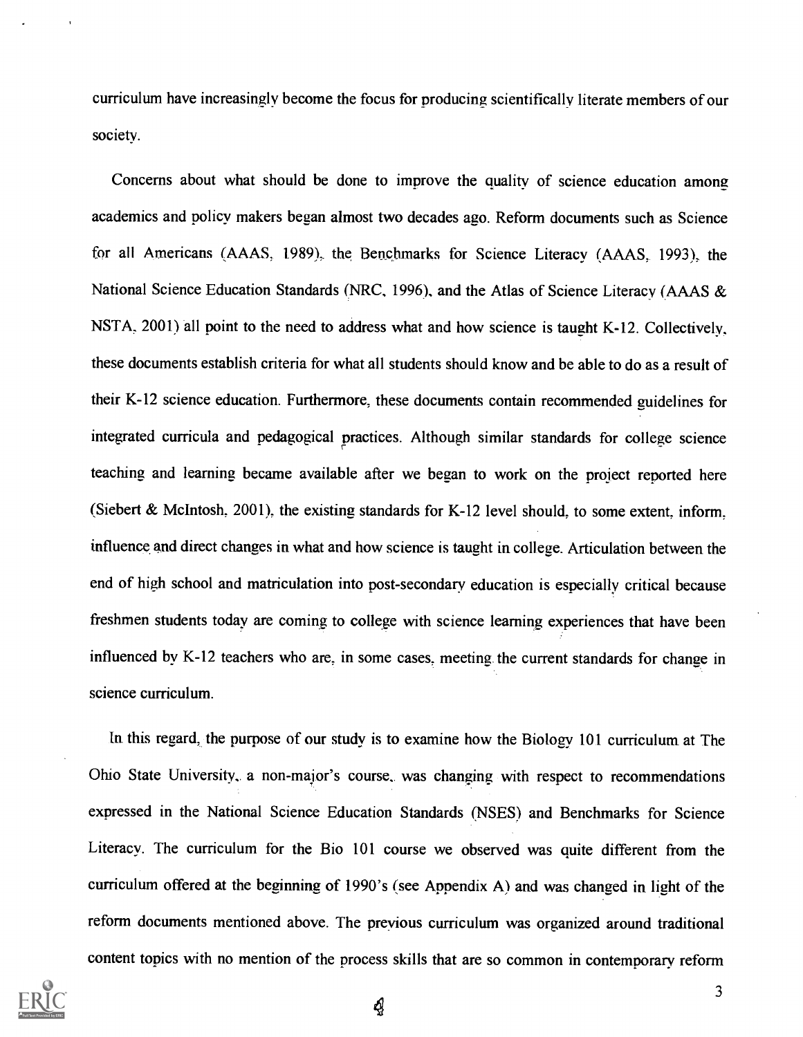curriculum have increasingly become the focus for producing scientifically literate members of our society.

Concerns about what should be done to improve the quality of science education among academics and policy makers began almost two decades ago. Reform documents such as Science for all Americans (AAAS, 1989), the Benchmarks for Science Literacy (AAAS, 1993), the National Science Education Standards (NRC, 1996), and the Atlas of Science Literacy (AAAS & NSTA, 2001) all point to the need to address what and how science is taught K-12. Collectively, these documents establish criteria for what all students should know and be able to do as a result of their K-12 science education. Furthermore, these documents contain recommended guidelines for integrated curricula and pedagogical practices. Although similar standards for college science teaching and learning became available after we began to work on the project reported here (Siebert & McIntosh, 2001), the existing standards for K-12 level should, to some extent, inform, influence and direct changes in what and how science is taught in college. Articulation between the end of high school and matriculation into post-secondary education is especially critical because freshmen students today are coming to college with science learning experiences that have been influenced by K-12 teachers who are, in some cases, meeting the current standards for change in science curriculum.

In this regard, the purpose of our study is to examine how the Biology 101 curriculum at The Ohio State University, a non-major's course, was changing with respect to recommendations expressed in the National Science Education Standards (NSES) and Benchmarks for Science Literacy. The curriculum for the Bio 101 course we observed was quite different from the curriculum offered at the beginning of 1990's (see Appendix A) and was changed in light of the reform documents mentioned above. The previous curriculum was organized around traditional content topics with no mention of the process skills that are so common in contemporary reform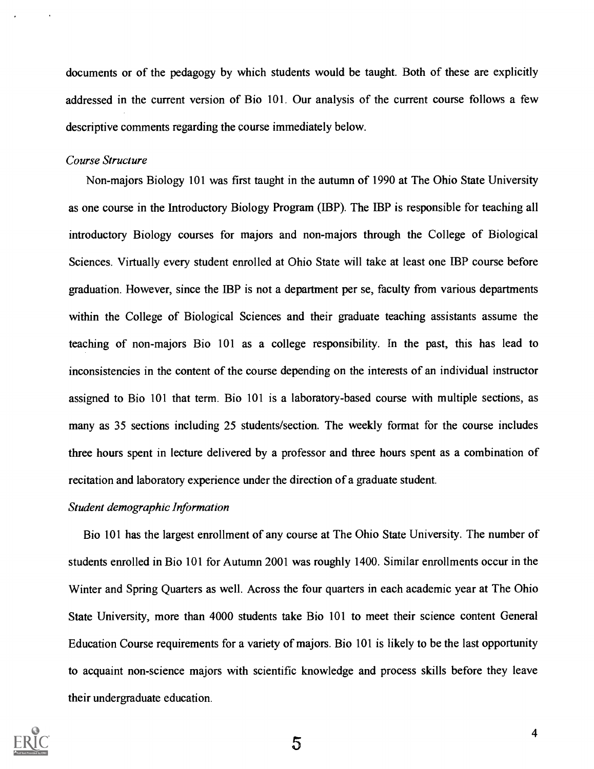documents or of the pedagogy by which students would be taught. Both of these are explicitly addressed in the current version of Bio 101. Our analysis of the current course follows a few descriptive comments regarding the course immediately below.

*Course Structure*

Non-majors Biology 101 was first taught in the autumn of 1990 at The Ohio State University as one course in the Introductory Biology Program (IBP). The IBP is responsible for teaching all introductory Biology courses for majors and non-majors through the College of Biological Sciences. Virtually every student enrolled at Ohio State will take at least one IBP course before graduation. However, since the IBP is not a department per se, faculty from various departments within the College of Biological Sciences and their graduate teaching assistants assume the teaching of non-majors Bio 101 as a college responsibility. In the past, this has lead to inconsistencies in the content of the course depending on the interests of an individual instructor assigned to Bio 101 that term. Bio 101 is a laboratory-based course with multiple sections, as many as 35 sections including 25 students/section. The weekly format for the course includes three hours spent in lecture delivered by a professor and three hours spent as a combination of recitation and laboratory experience under the direction of a graduate student.

*Student demographic Information*

Bio 101 has the largest enrollment of any course at The Ohio State University. The number of students enrolled in Bio 101 for Autumn 2001 was roughly 1400. Similar enrollments occur in the Winter and Spring Quarters as well. Across the four quarters in each academic year at The Ohio State University, more than 4000 students take Bio 101 to meet their science content General Education Course requirements for a variety of majors. Bio 101 is likely to be the last opportunity to acquaint non-science majors with scientific knowledge and process skills before they leave their undergraduate education.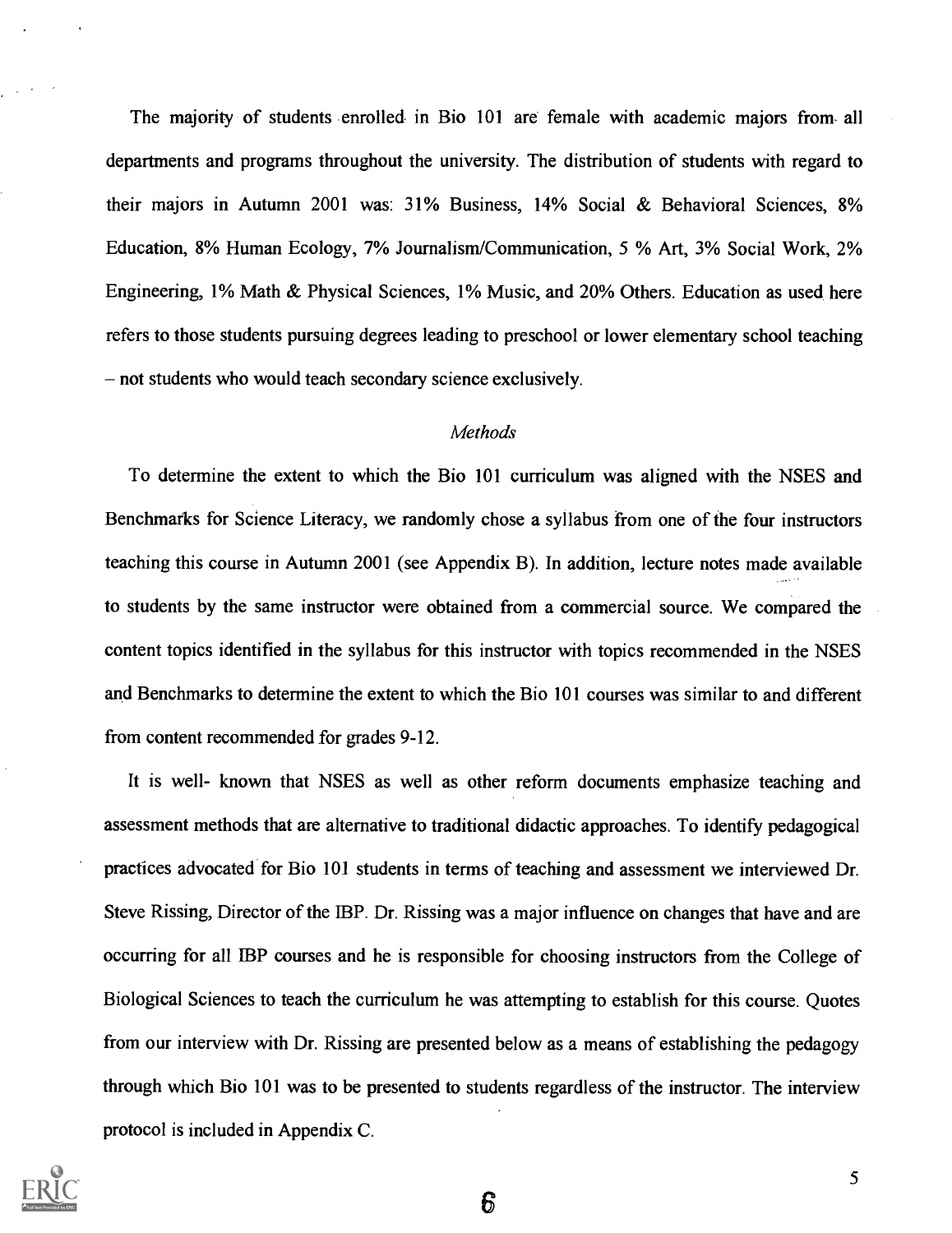The majority of students enrolled in Bio 101 are female with academic majors from all departments and programs throughout the university. The distribution of students with regard to their majors in Autumn 2001 was: 31% Business, 14% Social & Behavioral Sciences, 8% Education, 8% Human Ecology, 7% Journalism/Communication, 5 % Art, 3% Social Work, 2% Engineering, 1% Math & Physical Sciences, 1% Music, and 20% Others. Education as used here refers to those students pursuing degrees leading to preschool or lower elementary school teaching – not students who would teach secondary science exclusively.

### *Methods*

To determine the extent to which the Bio 101 curriculum was aligned with the NSES and Benchmarks for Science Literacy, we randomly chose a syllabus from one of the four instructors teaching this course in Autumn 2001 (see Appendix B). In addition, lecture notes made available to students by the same instructor were obtained from a commercial source. We compared the content topics identified in the syllabus for this instructor with topics recommended in the NSES and Benchmarks to determine the extent to which the Bio 101 courses was similar to and different from content recommended for grades 9-12.

It is well- known that NSES as well as other reform documents emphasize teaching and assessment methods that are alternative to traditional didactic approaches. To identify pedagogical practices advocated for Bio 101 students in terms of teaching and assessment we interviewed Dr. Steve Rissing, Director of the IBP. Dr. Rissing was a major influence on changes that have and are occurring for all IBP courses and he is responsible for choosing instructors from the College of Biological Sciences to teach the curriculum he was attempting to establish for this course. Quotes from our interview with Dr. Rissing are presented below as a means of establishing the pedagogy through which Bio 101 was to be presented to students regardless of the instructor. The interview protocol is included in Appendix C.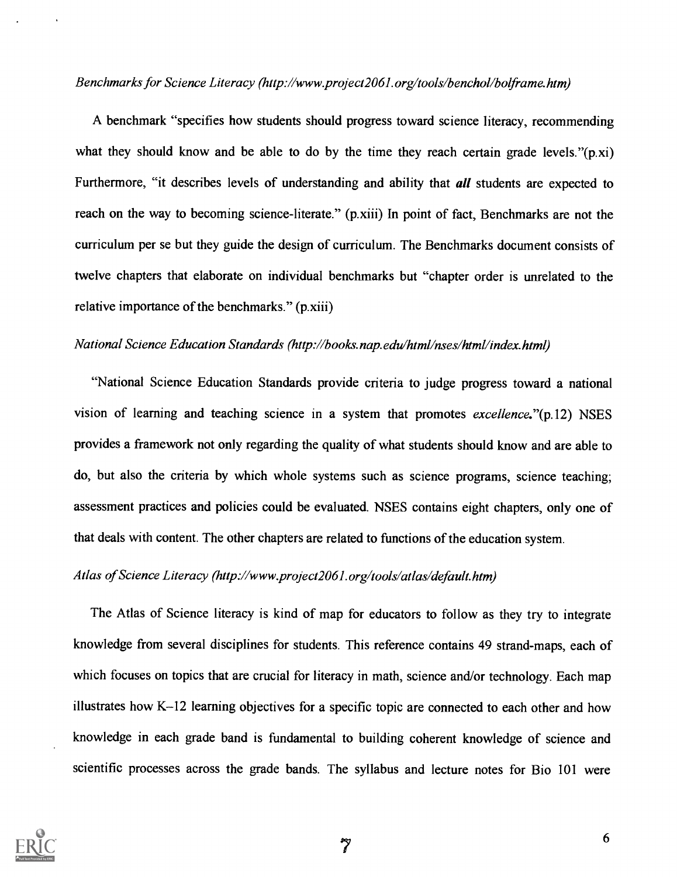*Benchmarks for Science Literacy (http://www.project2061.org/tools/benchol/bolframe.htm)*

A benchmark "specifies how students should progress toward science literacy, recommending what they should know and be able to do by the time they reach certain grade levels."(p.xi) Furthermore, "it describes levels of understanding and ability that ***all*** students are expected to reach on the way to becoming science-literate." (p.xiii) In point of fact, Benchmarks are not the curriculum per se but they guide the design of curriculum. The Benchmarks document consists of twelve chapters that elaborate on individual benchmarks but "chapter order is unrelated to the relative importance of the benchmarks." (p.xiii)

*National Science Education Standards (http://books.nap.edu/html/nses/html/index.html)*

"National Science Education Standards provide criteria to judge progress toward a national vision of learning and teaching science in a system that promotes *excellence*."(p.12) NSES provides a framework not only regarding the quality of what students should know and are able to do, but also the criteria by which whole systems such as science programs, science teaching; assessment practices and policies could be evaluated. NSES contains eight chapters, only one of that deals with content. The other chapters are related to functions of the education system.

*Atlas of Science Literacy (http://www.project2061.org/tools/atlas/default.htm)*

The Atlas of Science literacy is kind of map for educators to follow as they try to integrate knowledge from several disciplines for students. This reference contains 49 strand-maps, each of which focuses on topics that are crucial for literacy in math, science and/or technology. Each map illustrates how K–12 learning objectives for a specific topic are connected to each other and how knowledge in each grade band is fundamental to building coherent knowledge of science and scientific processes across the grade bands. The syllabus and lecture notes for Bio 101 were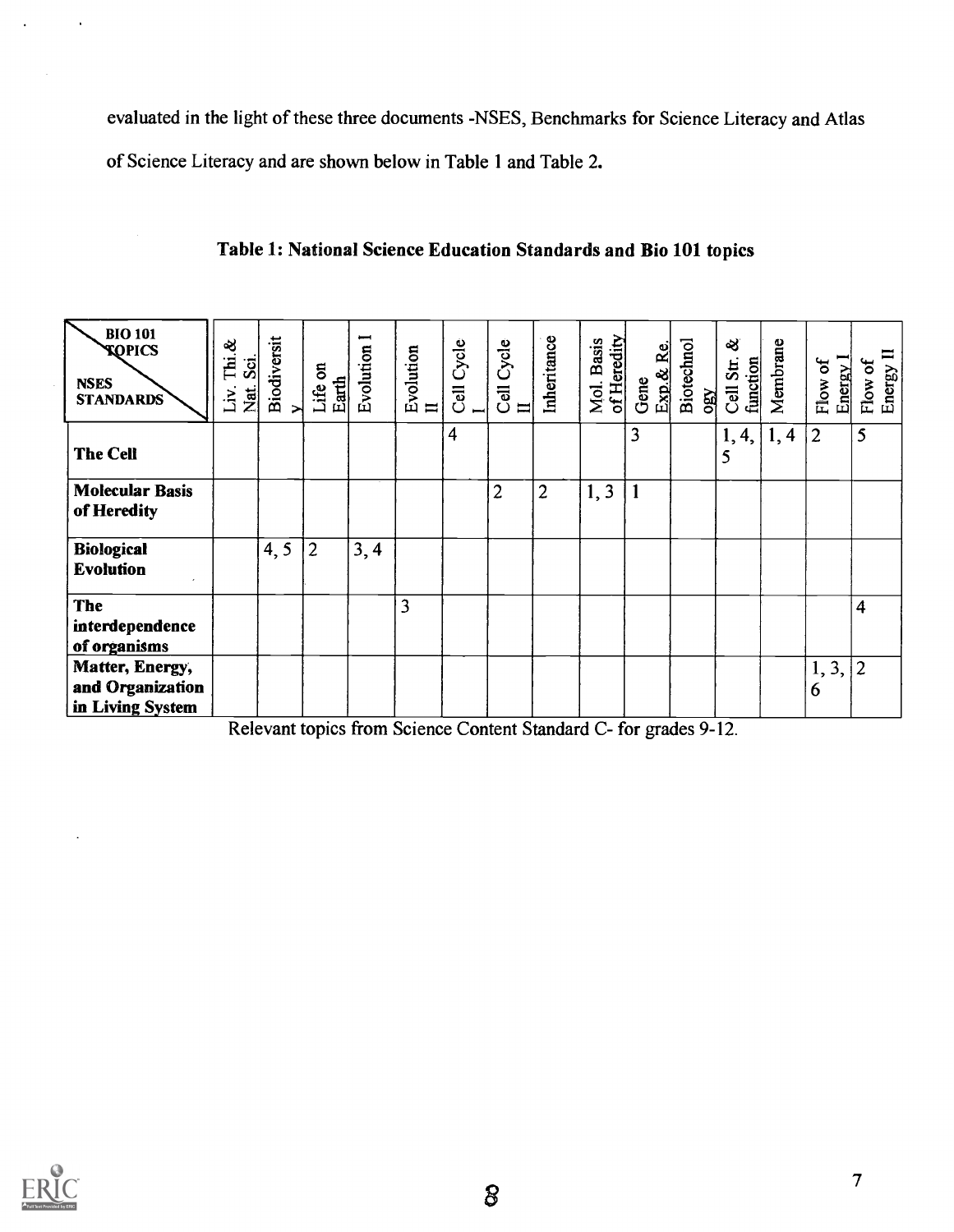evaluated in the light of these three documents -NSES, Benchmarks for Science Literacy and Atlas of Science Literacy and are shown below in Table 1 and Table 2.

**Table 1: National Science Education Standards and Bio 101 topics**

| BIO 101 TOPICS / NSES STANDARDS | Liv. Thi.& Nat. Sci. | Biodiversity | Life on Earth | Evolution I | Evolution II | Cell Cycle I | Cell Cycle II | Inheritance | Mol. Basis of Heredity | Gene Exp.& Re. | Biotechnology | Cell Str. & function | Membrane | Flow of Energy I | Flow of Energy II |
|---|---|---|---|---|---|---|---|---|---|---|---|---|---|---|---|
| **The Cell** | | | | | | 4 | | | | 3 | | 1, 4, 5 | 1, 4 | 2 | 5 |
| **Molecular Basis of Heredity** | | | | | | | 2 | 2 | 1, 3 | 1 | | | | | |
| **Biological Evolution** | | 4, 5 | 2 | 3, 4 | | | | | | | | | | | |
| **The interdependence of organisms** | | | | | 3 | | | | | | | | | | 4 |
| **Matter, Energy, and Organization in Living System** | | | | | | | | | | | | | | 1, 3, 6 | 2 |

Relevant topics from Science Content Standard C- for grades 9-12.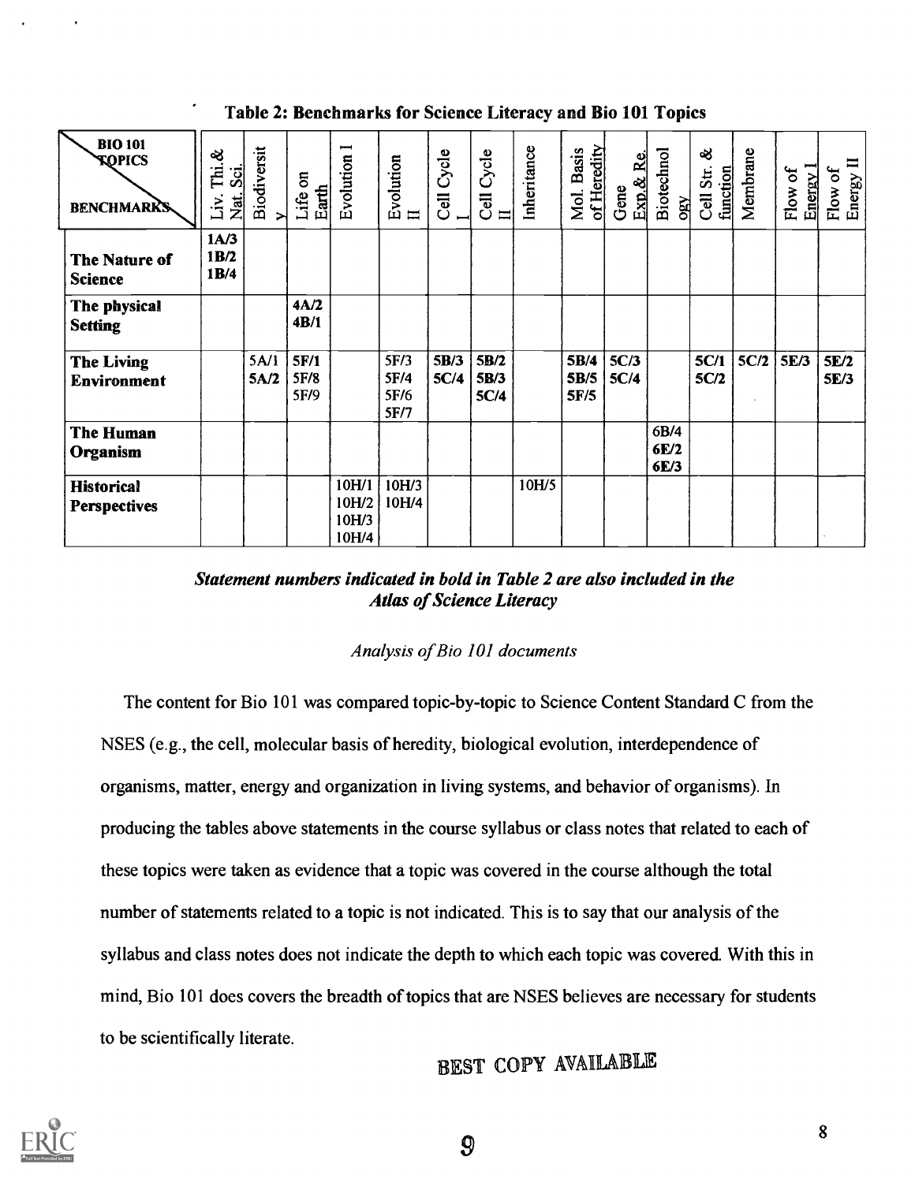**Table 2: Benchmarks for Science Literacy and Bio 101 Topics**

| BIO 101 TOPICS / BENCHMARKS | Liv. Thi.& Nat. Sci. | Biodiversity | Life on Earth | Evolution I | Evolution II | Cell Cycle I | Cell Cycle II | Inheritance | Mol. Basis of Heredity | Gene Exp.& Re. | Biotechnology | Cell Str. & function | Membrane | Flow of Energy I | Flow of Energy II |
|---|---|---|---|---|---|---|---|---|---|---|---|---|---|---|---|
| **The Nature of Science** | **1A/3** **1B/2** **1B/4** | | | | | | | | | | | | | | |
| **The physical Setting** | | | **4A/2** **4B/1** | | | | | | | | | | | | |
| **The Living Environment** | | 5A/1 **5A/2** | **5F/1** 5F/8 5F/9 | | 5F/3 5F/4 5F/6 5F/7 | **5B/3** **5C/4** | **5B/2** **5B/3** **5C/4** | | **5B/4** **5B/5** **5F/5** | **5C/3** **5C/4** | | **5C/1** **5C/2** | **5C/2** | **5E/3** | **5E/2** **5E/3** |
| **The Human Organism** | | | | | | | | | | | 6B/4 6E/2 6E/3 | | | | |
| **Historical Perspectives** | | | | 10H/1 10H/2 10H/3 10H/4 | 10H/3 10H/4 | | | 10H/5 | | | | | | | |

***Statement numbers indicated in bold in Table 2 are also included in the Atlas of Science Literacy***

*Analysis of Bio 101 documents*

The content for Bio 101 was compared topic-by-topic to Science Content Standard C from the NSES (e.g., the cell, molecular basis of heredity, biological evolution, interdependence of organisms, matter, energy and organization in living systems, and behavior of organisms). In producing the tables above statements in the course syllabus or class notes that related to each of these topics were taken as evidence that a topic was covered in the course although the total number of statements related to a topic is not indicated. This is to say that our analysis of the syllabus and class notes does not indicate the depth to which each topic was covered. With this in mind, Bio 101 does covers the breadth of topics that are NSES believes are necessary for students to be scientifically literate.

BEST COPY AVAILABLE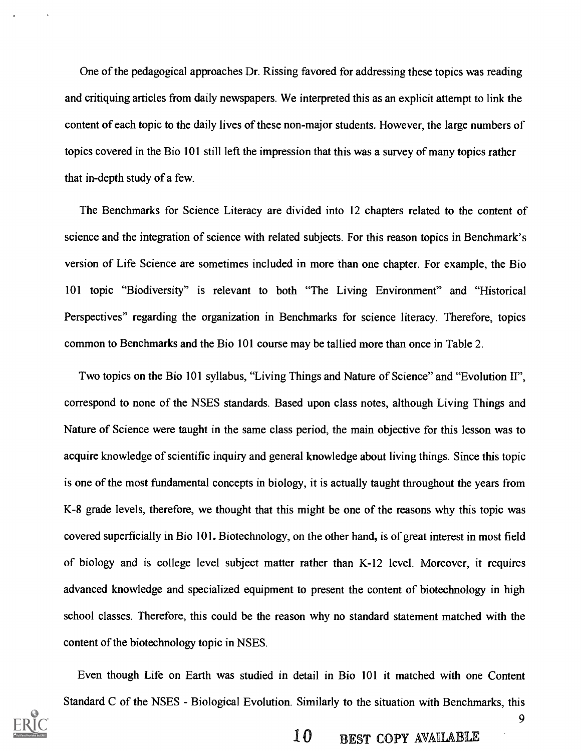One of the pedagogical approaches Dr. Rissing favored for addressing these topics was reading and critiquing articles from daily newspapers. We interpreted this as an explicit attempt to link the content of each topic to the daily lives of these non-major students. However, the large numbers of topics covered in the Bio 101 still left the impression that this was a survey of many topics rather that in-depth study of a few.

The Benchmarks for Science Literacy are divided into 12 chapters related to the content of science and the integration of science with related subjects. For this reason topics in Benchmark's version of Life Science are sometimes included in more than one chapter. For example, the Bio 101 topic "Biodiversity" is relevant to both "The Living Environment" and "Historical Perspectives" regarding the organization in Benchmarks for science literacy. Therefore, topics common to Benchmarks and the Bio 101 course may be tallied more than once in Table 2.

Two topics on the Bio 101 syllabus, "Living Things and Nature of Science" and "Evolution II", correspond to none of the NSES standards. Based upon class notes, although Living Things and Nature of Science were taught in the same class period, the main objective for this lesson was to acquire knowledge of scientific inquiry and general knowledge about living things. Since this topic is one of the most fundamental concepts in biology, it is actually taught throughout the years from K-8 grade levels, therefore, we thought that this might be one of the reasons why this topic was covered superficially in Bio 101. Biotechnology, on the other hand, is of great interest in most field of biology and is college level subject matter rather than K-12 level. Moreover, it requires advanced knowledge and specialized equipment to present the content of biotechnology in high school classes. Therefore, this could be the reason why no standard statement matched with the content of the biotechnology topic in NSES.

Even though Life on Earth was studied in detail in Bio 101 it matched with one Content Standard C of the NSES - Biological Evolution. Similarly to the situation with Benchmarks, this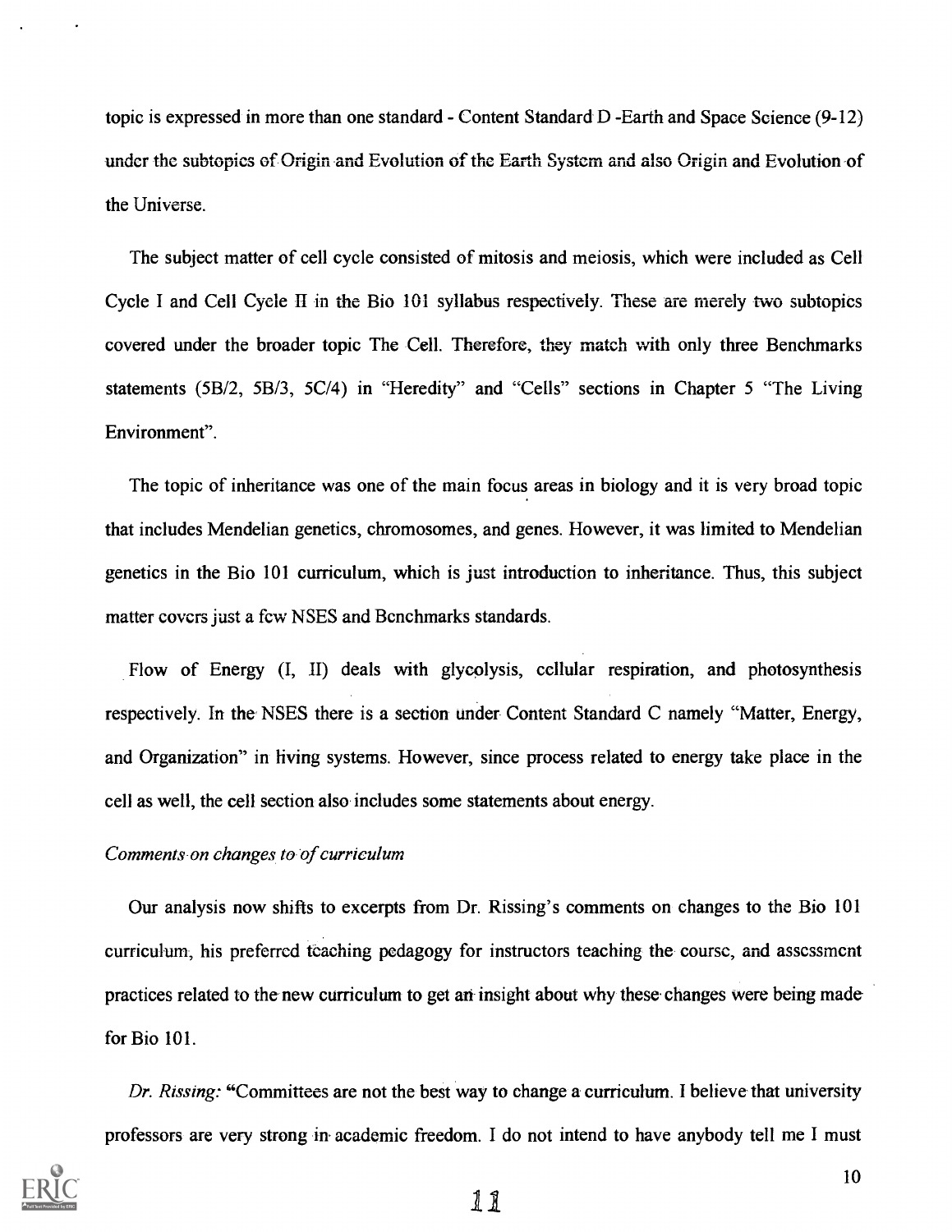topic is expressed in more than one standard - Content Standard D -Earth and Space Science (9-12) under the subtopics of Origin and Evolution of the Earth System and also Origin and Evolution of the Universe.

The subject matter of cell cycle consisted of mitosis and meiosis, which were included as Cell Cycle I and Cell Cycle II in the Bio 101 syllabus respectively. These are merely two subtopics covered under the broader topic The Cell. Therefore, they match with only three Benchmarks statements (5B/2, 5B/3, 5C/4) in "Heredity" and "Cells" sections in Chapter 5 "The Living Environment".

The topic of inheritance was one of the main focus areas in biology and it is very broad topic that includes Mendelian genetics, chromosomes, and genes. However, it was limited to Mendelian genetics in the Bio 101 curriculum, which is just introduction to inheritance. Thus, this subject matter covers just a few NSES and Benchmarks standards.

Flow of Energy (I, II) deals with glycolysis, cellular respiration, and photosynthesis respectively. In the NSES there is a section under Content Standard C namely "Matter, Energy, and Organization" in living systems. However, since process related to energy take place in the cell as well, the cell section also includes some statements about energy.

*Comments on changes to of curriculum*

Our analysis now shifts to excerpts from Dr. Rissing's comments on changes to the Bio 101 curriculum, his preferred teaching pedagogy for instructors teaching the course, and assessment practices related to the new curriculum to get an insight about why these changes were being made for Bio 101.

*Dr. Rissing:* "Committees are not the best way to change a curriculum. I believe that university professors are very strong in academic freedom. I do not intend to have anybody tell me I must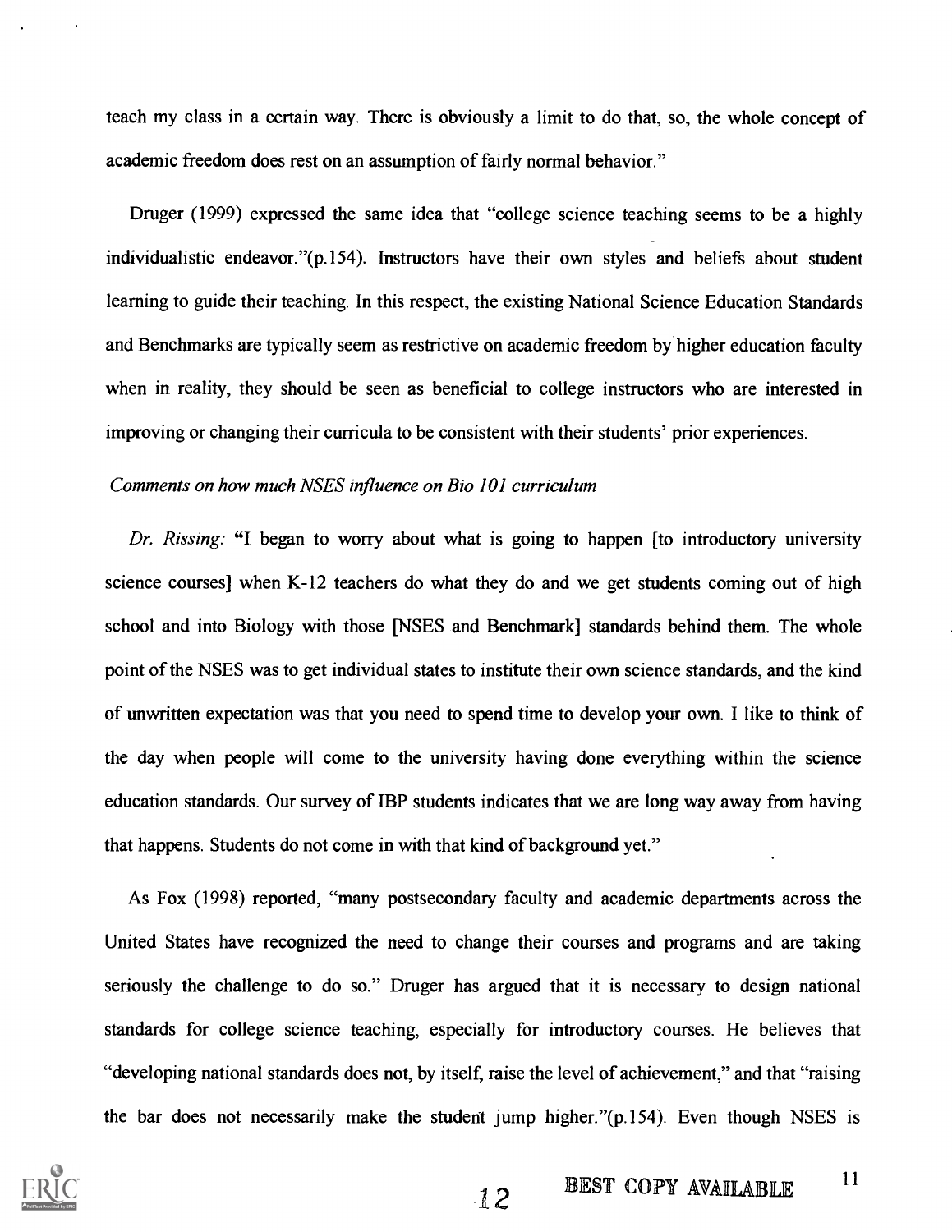teach my class in a certain way. There is obviously a limit to do that, so, the whole concept of academic freedom does rest on an assumption of fairly normal behavior."

Druger (1999) expressed the same idea that "college science teaching seems to be a highly individualistic endeavor."(p.154). Instructors have their own styles and beliefs about student learning to guide their teaching. In this respect, the existing National Science Education Standards and Benchmarks are typically seem as restrictive on academic freedom by higher education faculty when in reality, they should be seen as beneficial to college instructors who are interested in improving or changing their curricula to be consistent with their students' prior experiences.

*Comments on how much NSES influence on Bio 101 curriculum*

*Dr. Rissing:* "I began to worry about what is going to happen [to introductory university science courses] when K-12 teachers do what they do and we get students coming out of high school and into Biology with those [NSES and Benchmark] standards behind them. The whole point of the NSES was to get individual states to institute their own science standards, and the kind of unwritten expectation was that you need to spend time to develop your own. I like to think of the day when people will come to the university having done everything within the science education standards. Our survey of IBP students indicates that we are long way away from having that happens. Students do not come in with that kind of background yet."

As Fox (1998) reported, "many postsecondary faculty and academic departments across the United States have recognized the need to change their courses and programs and are taking seriously the challenge to do so." Druger has argued that it is necessary to design national standards for college science teaching, especially for introductory courses. He believes that "developing national standards does not, by itself, raise the level of achievement," and that "raising the bar does not necessarily make the student jump higher."(p.154). Even though NSES is

BEST COPY AVAILABLE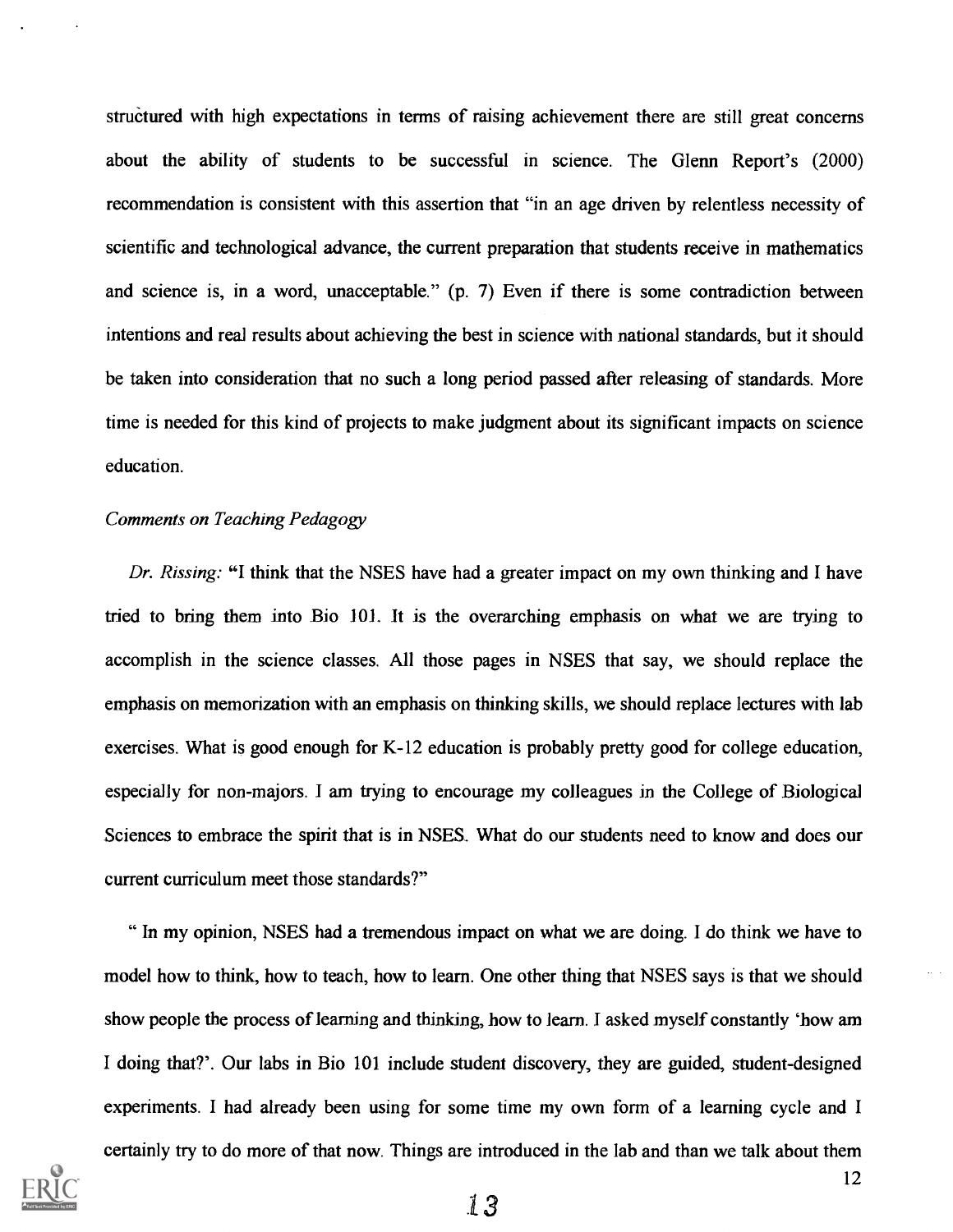structured with high expectations in terms of raising achievement there are still great concerns about the ability of students to be successful in science. The Glenn Report's (2000) recommendation is consistent with this assertion that "in an age driven by relentless necessity of scientific and technological advance, the current preparation that students receive in mathematics and science is, in a word, unacceptable." (p. 7) Even if there is some contradiction between intentions and real results about achieving the best in science with national standards, but it should be taken into consideration that no such a long period passed after releasing of standards. More time is needed for this kind of projects to make judgment about its significant impacts on science education.

*Comments on Teaching Pedagogy*

*Dr. Rissing:* "I think that the NSES have had a greater impact on my own thinking and I have tried to bring them into Bio 101. It is the overarching emphasis on what we are trying to accomplish in the science classes. All those pages in NSES that say, we should replace the emphasis on memorization with an emphasis on thinking skills, we should replace lectures with lab exercises. What is good enough for K-12 education is probably pretty good for college education, especially for non-majors. I am trying to encourage my colleagues in the College of Biological Sciences to embrace the spirit that is in NSES. What do our students need to know and does our current curriculum meet those standards?"

" In my opinion, NSES had a tremendous impact on what we are doing. I do think we have to model how to think, how to teach, how to learn. One other thing that NSES says is that we should show people the process of learning and thinking, how to learn. I asked myself constantly 'how am I doing that?'. Our labs in Bio 101 include student discovery, they are guided, student-designed experiments. I had already been using for some time my own form of a learning cycle and I certainly try to do more of that now. Things are introduced in the lab and than we talk about them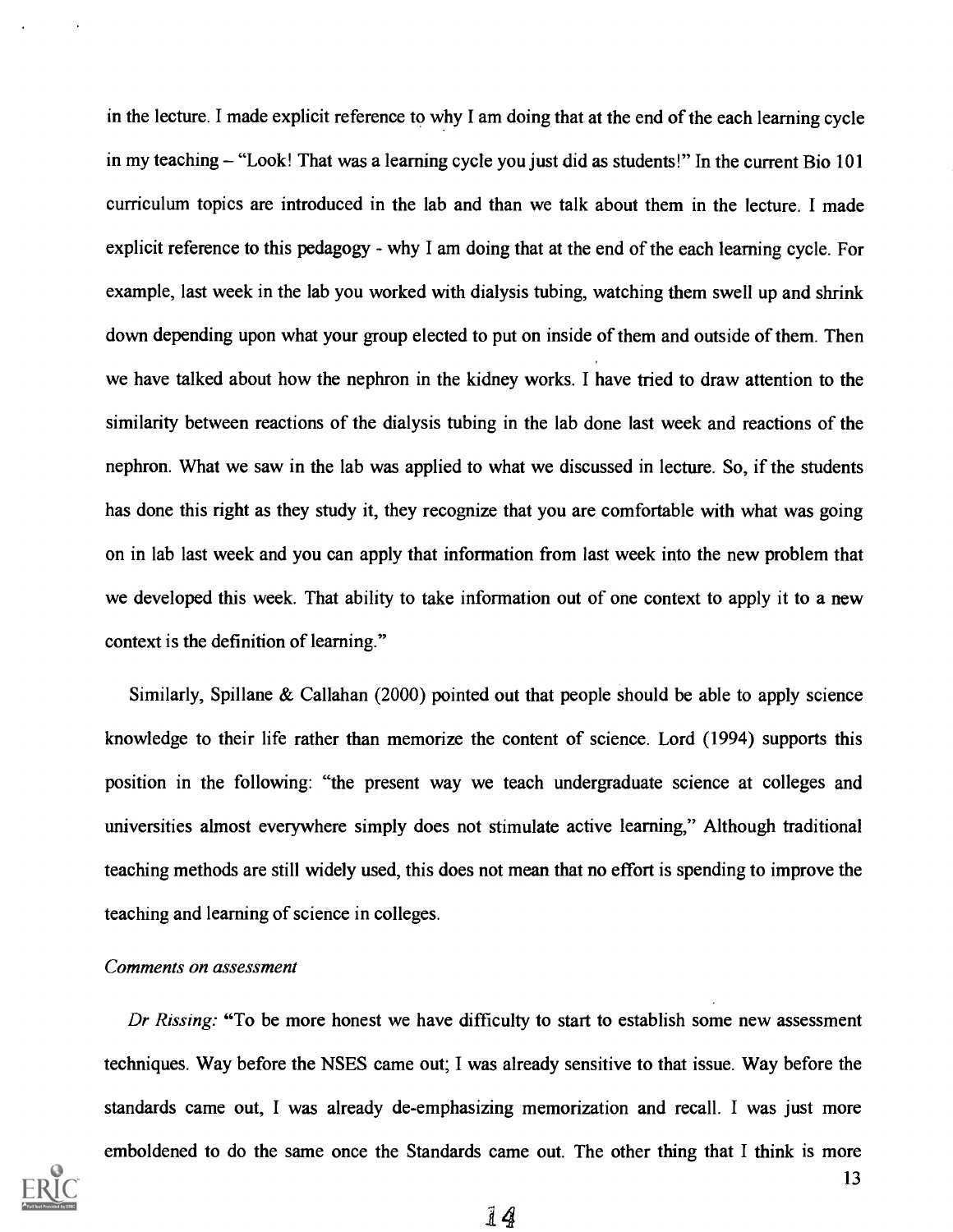in the lecture. I made explicit reference to why I am doing that at the end of the each learning cycle in my teaching – "Look! That was a learning cycle you just did as students!" In the current Bio 101 curriculum topics are introduced in the lab and than we talk about them in the lecture. I made explicit reference to this pedagogy - why I am doing that at the end of the each learning cycle. For example, last week in the lab you worked with dialysis tubing, watching them swell up and shrink down depending upon what your group elected to put on inside of them and outside of them. Then we have talked about how the nephron in the kidney works. I have tried to draw attention to the similarity between reactions of the dialysis tubing in the lab done last week and reactions of the nephron. What we saw in the lab was applied to what we discussed in lecture. So, if the students has done this right as they study it, they recognize that you are comfortable with what was going on in lab last week and you can apply that information from last week into the new problem that we developed this week. That ability to take information out of one context to apply it to a new context is the definition of learning."

Similarly, Spillane & Callahan (2000) pointed out that people should be able to apply science knowledge to their life rather than memorize the content of science. Lord (1994) supports this position in the following: "the present way we teach undergraduate science at colleges and universities almost everywhere simply does not stimulate active learning," Although traditional teaching methods are still widely used, this does not mean that no effort is spending to improve the teaching and learning of science in colleges.

*Comments on assessment*

*Dr Rissing:* "To be more honest we have difficulty to start to establish some new assessment techniques. Way before the NSES came out; I was already sensitive to that issue. Way before the standards came out, I was already de-emphasizing memorization and recall. I was just more emboldened to do the same once the Standards came out. The other thing that I think is more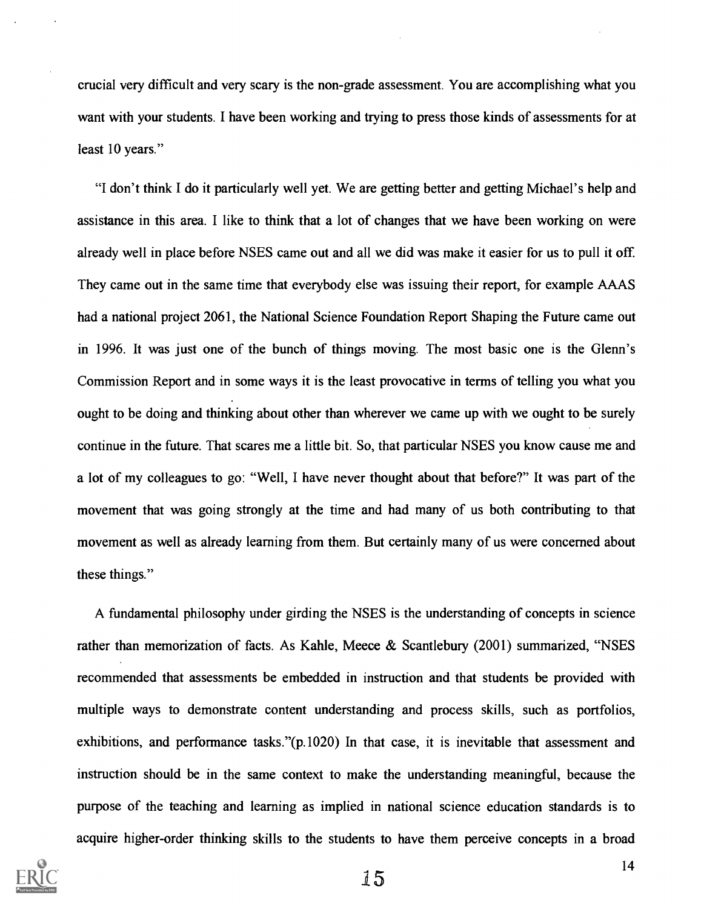crucial very difficult and very scary is the non-grade assessment. You are accomplishing what you want with your students. I have been working and trying to press those kinds of assessments for at least 10 years."

"I don't think I do it particularly well yet. We are getting better and getting Michael's help and assistance in this area. I like to think that a lot of changes that we have been working on were already well in place before NSES came out and all we did was make it easier for us to pull it off. They came out in the same time that everybody else was issuing their report, for example AAAS had a national project 2061, the National Science Foundation Report Shaping the Future came out in 1996. It was just one of the bunch of things moving. The most basic one is the Glenn's Commission Report and in some ways it is the least provocative in terms of telling you what you ought to be doing and thinking about other than wherever we came up with we ought to be surely continue in the future. That scares me a little bit. So, that particular NSES you know cause me and a lot of my colleagues to go: "Well, I have never thought about that before?" It was part of the movement that was going strongly at the time and had many of us both contributing to that movement as well as already learning from them. But certainly many of us were concerned about these things."

A fundamental philosophy under girding the NSES is the understanding of concepts in science rather than memorization of facts. As Kahle, Meece & Scantlebury (2001) summarized, "NSES recommended that assessments be embedded in instruction and that students be provided with multiple ways to demonstrate content understanding and process skills, such as portfolios, exhibitions, and performance tasks."(p.1020) In that case, it is inevitable that assessment and instruction should be in the same context to make the understanding meaningful, because the purpose of the teaching and learning as implied in national science education standards is to acquire higher-order thinking skills to the students to have them perceive concepts in a broad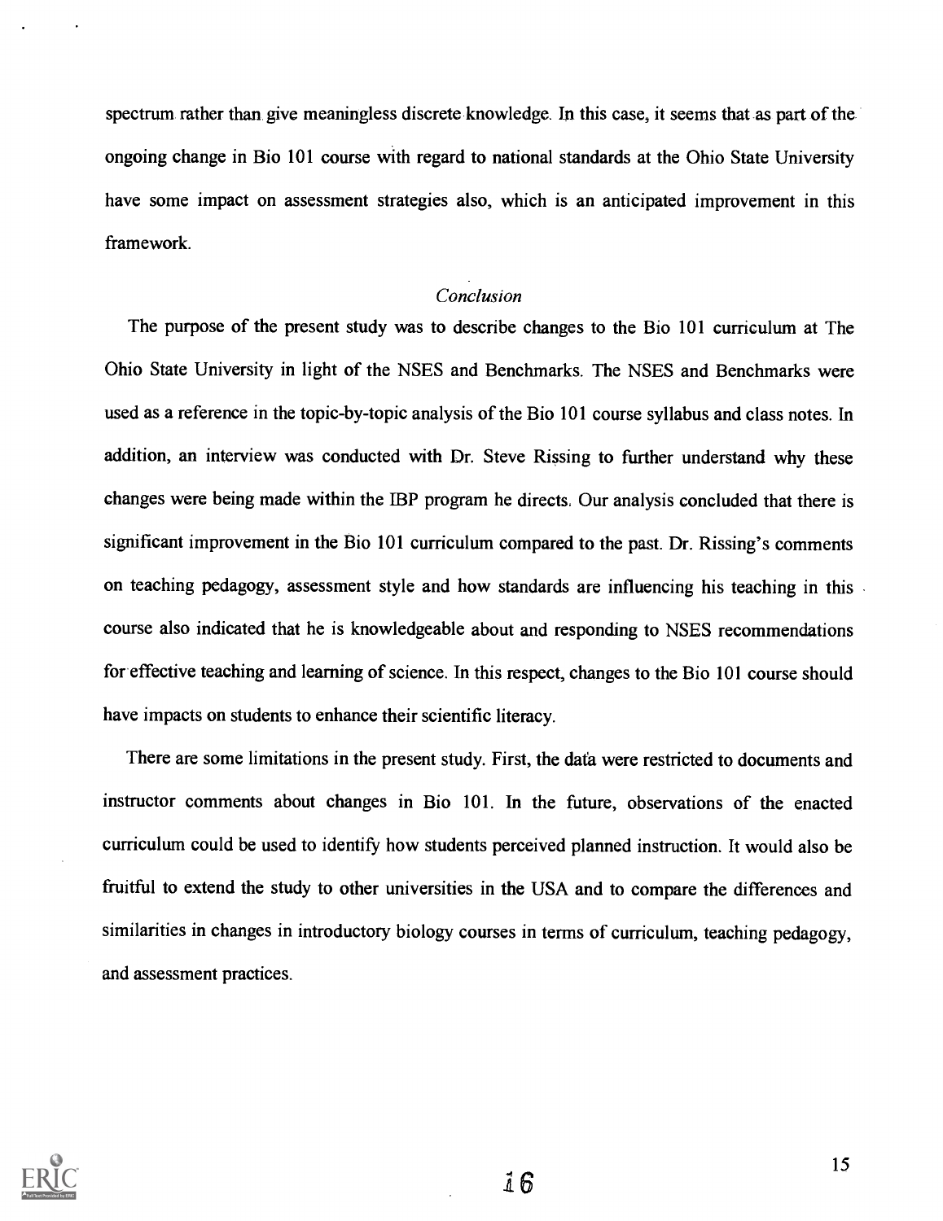spectrum rather than give meaningless discrete knowledge. In this case, it seems that as part of the ongoing change in Bio 101 course with regard to national standards at the Ohio State University have some impact on assessment strategies also, which is an anticipated improvement in this framework.

### *Conclusion*

The purpose of the present study was to describe changes to the Bio 101 curriculum at The Ohio State University in light of the NSES and Benchmarks. The NSES and Benchmarks were used as a reference in the topic-by-topic analysis of the Bio 101 course syllabus and class notes. In addition, an interview was conducted with Dr. Steve Rissing to further understand why these changes were being made within the IBP program he directs. Our analysis concluded that there is significant improvement in the Bio 101 curriculum compared to the past. Dr. Rissing's comments on teaching pedagogy, assessment style and how standards are influencing his teaching in this course also indicated that he is knowledgeable about and responding to NSES recommendations for effective teaching and learning of science. In this respect, changes to the Bio 101 course should have impacts on students to enhance their scientific literacy.

There are some limitations in the present study. First, the data were restricted to documents and instructor comments about changes in Bio 101. In the future, observations of the enacted curriculum could be used to identify how students perceived planned instruction. It would also be fruitful to extend the study to other universities in the USA and to compare the differences and similarities in changes in introductory biology courses in terms of curriculum, teaching pedagogy, and assessment practices.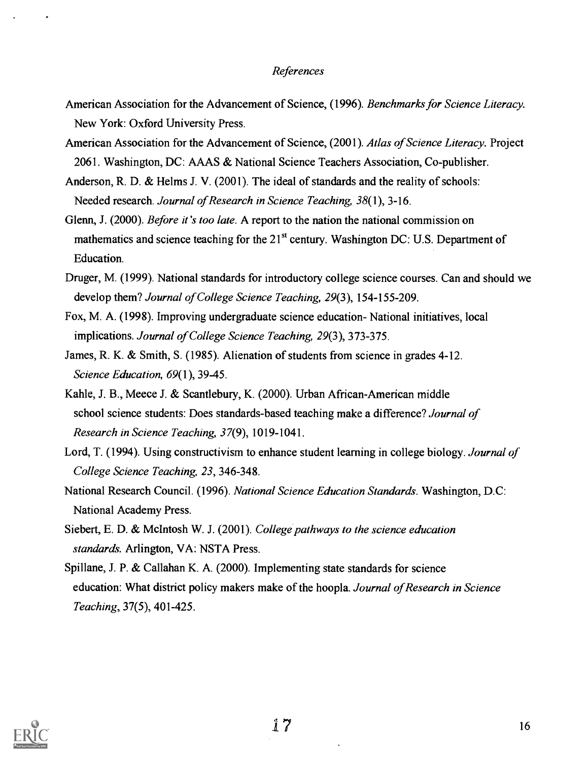*References*

American Association for the Advancement of Science, (1996). *Benchmarks for Science Literacy.* New York: Oxford University Press.

American Association for the Advancement of Science, (2001). *Atlas of Science Literacy.* Project 2061. Washington, DC: AAAS & National Science Teachers Association, Co-publisher.

Anderson, R. D. & Helms J. V. (2001). The ideal of standards and the reality of schools: Needed research. *Journal of Research in Science Teaching, 38*(1), 3-16.

Glenn, J. (2000). *Before it's too late.* A report to the nation the national commission on mathematics and science teaching for the 21st century. Washington DC: U.S. Department of Education.

Druger, M. (1999). National standards for introductory college science courses. Can and should we develop them? *Journal of College Science Teaching, 29*(3), 154-155-209.

Fox, M. A. (1998). Improving undergraduate science education- National initiatives, local implications. *Journal of College Science Teaching, 29*(3), 373-375.

James, R. K. & Smith, S. (1985). Alienation of students from science in grades 4-12. *Science Education, 69*(1), 39-45.

Kahle, J. B., Meece J. & Scantlebury, K. (2000). Urban African-American middle school science students: Does standards-based teaching make a difference? *Journal of Research in Science Teaching, 37*(9), 1019-1041.

Lord, T. (1994). Using constructivism to enhance student learning in college biology. *Journal of College Science Teaching, 23*, 346-348.

National Research Council. (1996). *National Science Education Standards.* Washington, D.C: National Academy Press.

Siebert, E. D. & McIntosh W. J. (2001). *College pathways to the science education standards.* Arlington, VA: NSTA Press.

Spillane, J. P. & Callahan K. A. (2000). Implementing state standards for science education: What district policy makers make of the hoopla. *Journal of Research in Science Teaching*, 37(5), 401-425.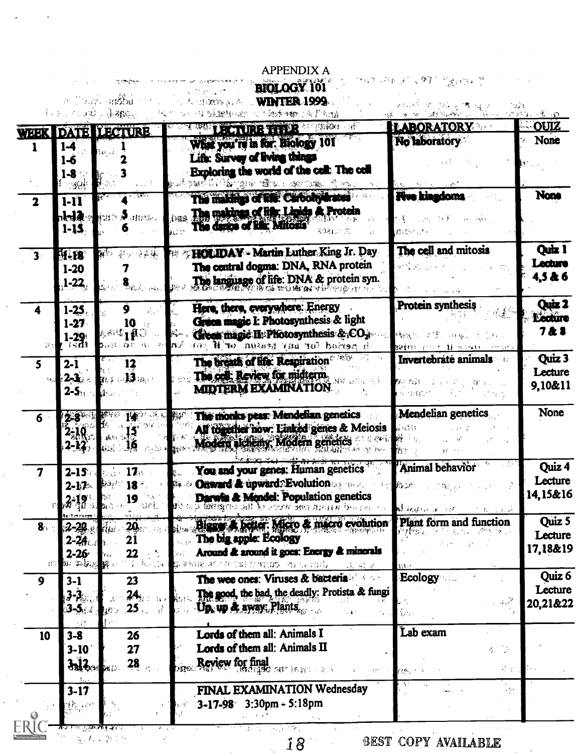# APPENDIX A

## BIOLOGY 101

## WINTER 1999

| WEEK | DATE | LECTURE | LECTURE TITLE | LABORATORY | QUIZ |
|---|---|---|---|---|---|
| 1 | 1-4 | 1 | What you're in for: Biology 101 | No laboratory | None |
| | 1-6 | 2 | Life: Survey of living things | | |
| | 1-8 | 3 | Exploring the world of the cell: The cell | | |
| 2 | 1-11 | 4 | The makings of life: Carbohydrates | Five kingdoms | None |
| | 1-13 | 5 | The makings of life: Lipids & Protein | | |
| | 1-15 | 6 | The dance of life: Mitosis | | |
| 3 | 1-18 | | HOLIDAY - Martin Luther King Jr. Day | The cell and mitosis | Quiz 1 Lecture 4,5 & 6 |
| | 1-20 | 7 | The central dogma: DNA, RNA protein | | |
| | 1-22 | 8 | The language of life: DNA & protein syn. | | |
| 4 | 1-25 | 9 | Here, there, everywhere: Energy | Protein synthesis | Quiz 2 Lecture 7 & 8 |
| | 1-27 | 10 | Green magic I: Photosynthesis & light | | |
| | 1-29 | 11 | Green magic II: Photosynthesis & $CO_2$ | | |
| 5 | 2-1 | 12 | The breath of life: Respiration | Invertebrate animals | Quiz 3 Lecture 9,10&11 |
| | 2-3 | 13 | The cell: Review for midterm | | |
| | 2-5 | | MIDTERM EXAMINATION | | |
| 6 | 2-8 | 14 | The monks peas: Mendelian genetics | Mendelian genetics | None |
| | 2-10 | 15 | All together now: Linked genes & Meiosis | | |
| | 2-12 | 16 | Modern alchemy: Modern genetics | | |
| 7 | 2-15 | 17 | You and your genes: Human genetics | Animal behavior | Quiz 4 Lecture 14,15&16 |
| | 2-17 | 18 | Onward & upward: Evolution | | |
| | 2-19 | 19 | Darwin & Mendel: Population genetics | | |
| 8 | 2-22 | 20 | Bigger & better: Micro & macro evolution | Plant form and function | Quiz 5 Lecture 17,18&19 |
| | 2-24 | 21 | The big apple: Ecology | | |
| | 2-26 | 22 | Around & around it goes: Energy & minerals | | |
| 9 | 3-1 | 23 | The wee ones: Viruses & bacteria | Ecology | Quiz 6 Lecture 20,21&22 |
| | 3-3 | 24 | The good, the bad, the deadly: Protista & fungi | | |
| | 3-5 | 25 | Up, up & away: Plants | | |
| 10 | 3-8 | 26 | Lords of them all: Animals I | Lab exam | |
| | 3-10 | 27 | Lords of them all: Animals II | | |
| | 3-12 | 28 | Review for final | | |
| | 3-17 | | FINAL EXAMINATION Wednesday 3-17-98 3:30pm - 5:18pm | | |

BEST COPY AVAILABLE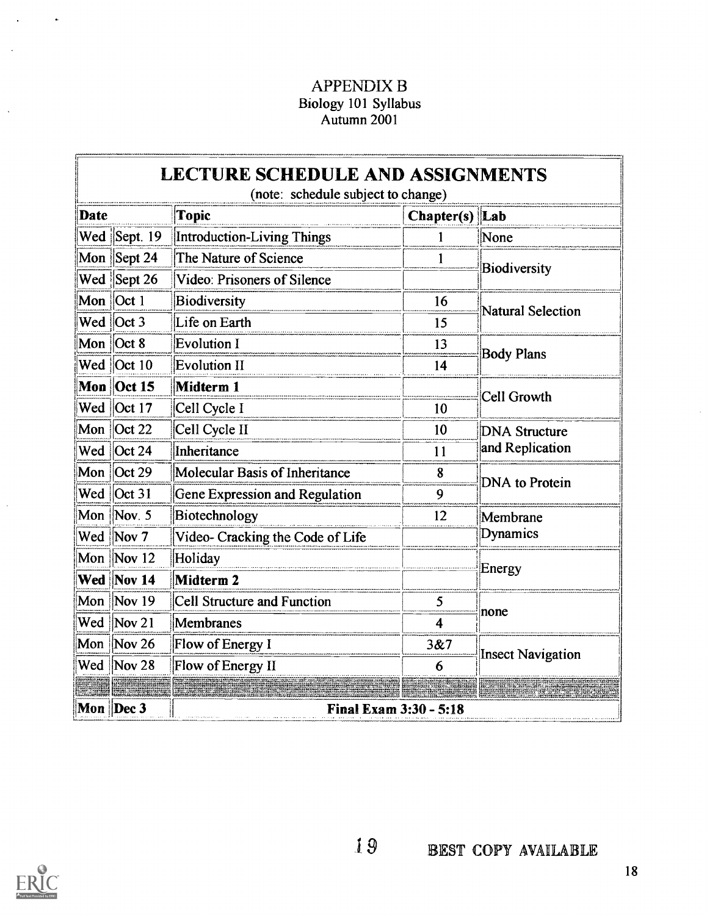# APPENDIX B

Biology 101 Syllabus

Autumn 2001

## LECTURE SCHEDULE AND ASSIGNMENTS

(note: schedule subject to change)

| Date | | Topic | Chapter(s) | Lab |
|---|---|---|---|---|
| Wed | Sept. 19 | Introduction-Living Things | 1 | None |
| Mon | Sept 24 | The Nature of Science | 1 | Biodiversity |
| Wed | Sept 26 | Video: Prisoners of Silence | | |
| Mon | Oct 1 | Biodiversity | 16 | Natural Selection |
| Wed | Oct 3 | Life on Earth | 15 | |
| Mon | Oct 8 | Evolution I | 13 | Body Plans |
| Wed | Oct 10 | Evolution II | 14 | |
| **Mon** | **Oct 15** | **Midterm 1** | | Cell Growth |
| Wed | Oct 17 | Cell Cycle I | 10 | |
| Mon | Oct 22 | Cell Cycle II | 10 | DNA Structure and Replication |
| Wed | Oct 24 | Inheritance | 11 | |
| Mon | Oct 29 | Molecular Basis of Inheritance | 8 | DNA to Protein |
| Wed | Oct 31 | Gene Expression and Regulation | 9 | |
| Mon | Nov. 5 | Biotechnology | 12 | Membrane Dynamics |
| Wed | Nov 7 | Video- Cracking the Code of Life | | |
| Mon | Nov 12 | Holiday | | Energy |
| **Wed** | **Nov 14** | **Midterm 2** | | |
| Mon | Nov 19 | Cell Structure and Function | 5 | none |
| Wed | Nov 21 | Membranes | 4 | |
| Mon | Nov 26 | Flow of Energy I | 3&7 | Insect Navigation |
| Wed | Nov 28 | Flow of Energy II | 6 | |
| | | | | |
| **Mon** | **Dec 3** | **Final Exam 3:30 - 5:18** | | |

BEST COPY AVAILABLE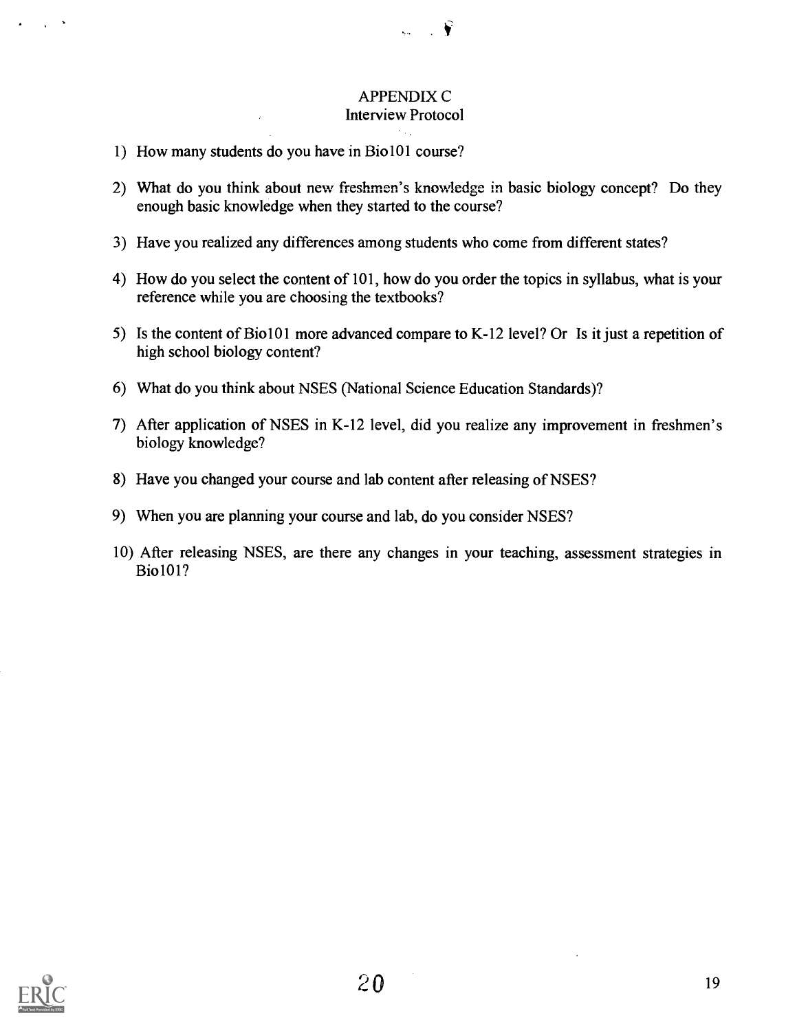# APPENDIX C

## Interview Protocol

1) How many students do you have in Bio101 course?

2) What do you think about new freshmen's knowledge in basic biology concept? Do they enough basic knowledge when they started to the course?

3) Have you realized any differences among students who come from different states?

4) How do you select the content of 101, how do you order the topics in syllabus, what is your reference while you are choosing the textbooks?

5) Is the content of Bio101 more advanced compare to K-12 level? Or Is it just a repetition of high school biology content?

6) What do you think about NSES (National Science Education Standards)?

7) After application of NSES in K-12 level, did you realize any improvement in freshmen's biology knowledge?

8) Have you changed your course and lab content after releasing of NSES?

9) When you are planning your course and lab, do you consider NSES?

10) After releasing NSES, are there any changes in your teaching, assessment strategies in Bio101?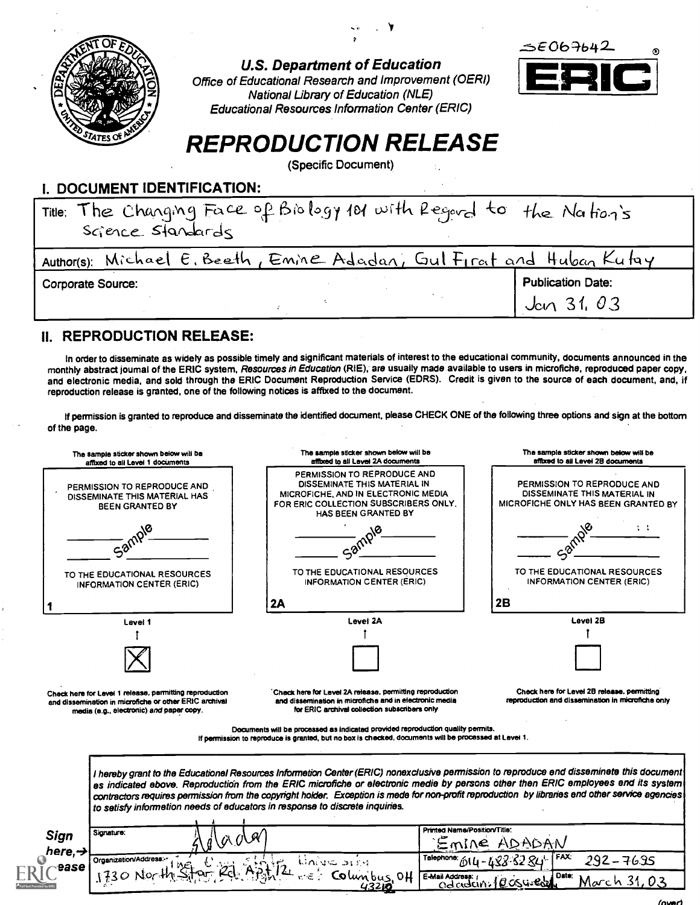SE067642

U.S. Department of Education
Office of Educational Research and Improvement (OERI)
National Library of Education (NLE)
Educational Resources Information Center (ERIC)

# REPRODUCTION RELEASE

(Specific Document)

## I. DOCUMENT IDENTIFICATION:

Title: The Changing Face of Biology 101 with Regard to the Nation's Science Standards

Author(s): Michael E. Beeth, Emine Adadan, Gul Firat and Huban Kutay

Corporate Source:

Publication Date: Jan 31, 03

## II. REPRODUCTION RELEASE:

In order to disseminate as widely as possible timely and significant materials of interest to the educational community, documents announced in the monthly abstract journal of the ERIC system, *Resources in Education* (RIE), are usually made available to users in microfiche, reproduced paper copy, and electronic media, and sold through the ERIC Document Reproduction Service (EDRS). Credit is given to the source of each document, and, if reproduction release is granted, one of the following notices is affixed to the document.

If permission is granted to reproduce and disseminate the identified document, please CHECK ONE of the following three options and sign at the bottom of the page.

| The sample sticker shown below will be affixed to all Level 1 documents | The sample sticker shown below will be affixed to all Level 2A documents | The sample sticker shown below will be affixed to all Level 2B documents |
|---|---|---|
| PERMISSION TO REPRODUCE AND DISSEMINATE THIS MATERIAL HAS BEEN GRANTED BY Sample TO THE EDUCATIONAL RESOURCES INFORMATION CENTER (ERIC) | PERMISSION TO REPRODUCE AND DISSEMINATE THIS MATERIAL IN MICROFICHE, AND IN ELECTRONIC MEDIA FOR ERIC COLLECTION SUBSCRIBERS ONLY, HAS BEEN GRANTED BY Sample TO THE EDUCATIONAL RESOURCES INFORMATION CENTER (ERIC) | PERMISSION TO REPRODUCE AND DISSEMINATE THIS MATERIAL IN MICROFICHE ONLY HAS BEEN GRANTED BY Sample TO THE EDUCATIONAL RESOURCES INFORMATION CENTER (ERIC) |
| 1 | 2A | 2B |
| Level 1 | Level 2A | Level 2B |
| [X] | [ ] | [ ] |
| Check here for Level 1 release, permitting reproduction and dissemination in microfiche or other ERIC archival media (e.g., electronic) *and* paper copy. | Check here for Level 2A release, permitting reproduction and dissemination in microfiche and in electronic media for ERIC archival collection subscribers only | Check here for Level 2B release, permitting reproduction and dissemination in microfiche only |

Documents will be processed as indicated provided reproduction quality permits.
If permission to reproduce is granted, but no box is checked, documents will be processed at Level 1.

*I hereby grant to the Educational Resources Information Center (ERIC) nonexclusive permission to reproduce and disseminate this document as indicated above. Reproduction from the ERIC microfiche or electronic media by persons other than ERIC employees and its system contractors requires permission from the copyright holder. Exception is made for non-profit reproduction by libraries and other service agencies to satisfy information needs of educators in response to discrete inquiries.*

Sign here, → please

| | |
|---|---|
| Signature: Adadan | Printed Name/Position/Title: Emine ADADAN |
| Organization/Address: The Ohio State University 1730 North Star Rd. Apt 12 Columbus, OH 43212 | Telephone: 614-488-8284 FAX: 292-7695 |
| | E-Mail Address: adadan.1@osu.edu Date: March 31, 03 |

(over)